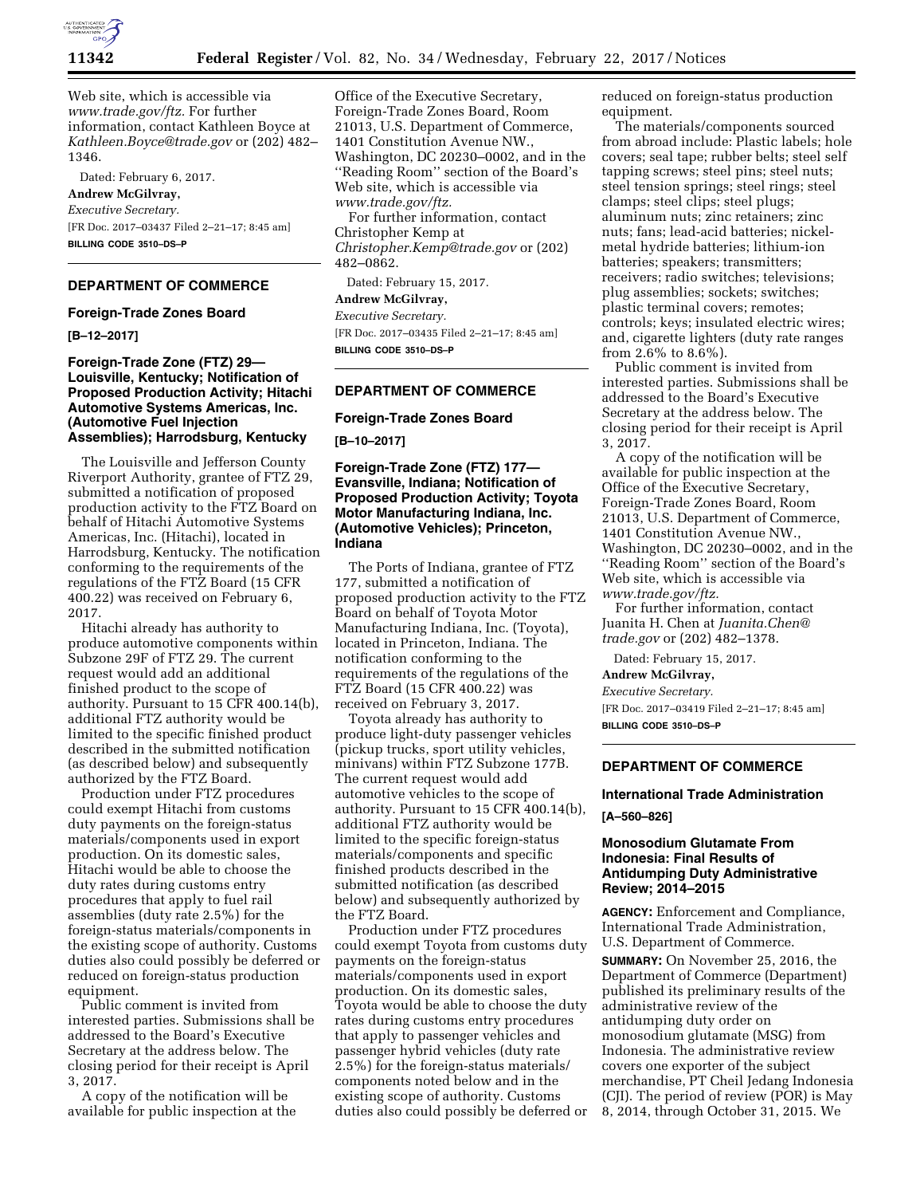Web site, which is accessible via *www.trade.gov/ftz.* For further information, contact Kathleen Boyce at *Kathleen.Boyce@trade.gov* or (202) 482–1346.

Dated: February 6, 2017.

**Andrew McGilvray,**

*Executive Secretary.*

[FR Doc. 2017–03437 Filed 2–21–17; 8:45 am]

**BILLING CODE 3510–DS–P**

---

## DEPARTMENT OF COMMERCE

### Foreign-Trade Zones Board

**[B–12–2017]**

### Foreign-Trade Zone (FTZ) 29—Louisville, Kentucky; Notification of Proposed Production Activity; Hitachi Automotive Systems Americas, Inc. (Automotive Fuel Injection Assemblies); Harrodsburg, Kentucky

The Louisville and Jefferson County Riverport Authority, grantee of FTZ 29, submitted a notification of proposed production activity to the FTZ Board on behalf of Hitachi Automotive Systems Americas, Inc. (Hitachi), located in Harrodsburg, Kentucky. The notification conforming to the requirements of the regulations of the FTZ Board (15 CFR 400.22) was received on February 6, 2017.

Hitachi already has authority to produce automotive components within Subzone 29F of FTZ 29. The current request would add an additional finished product to the scope of authority. Pursuant to 15 CFR 400.14(b), additional FTZ authority would be limited to the specific finished product described in the submitted notification (as described below) and subsequently authorized by the FTZ Board.

Production under FTZ procedures could exempt Hitachi from customs duty payments on the foreign-status materials/components used in export production. On its domestic sales, Hitachi would be able to choose the duty rates during customs entry procedures that apply to fuel rail assemblies (duty rate 2.5%) for the foreign-status materials/components in the existing scope of authority. Customs duties also could possibly be deferred or reduced on foreign-status production equipment.

Public comment is invited from interested parties. Submissions shall be addressed to the Board's Executive Secretary at the address below. The closing period for their receipt is April 3, 2017.

A copy of the notification will be available for public inspection at the Office of the Executive Secretary, Foreign-Trade Zones Board, Room 21013, U.S. Department of Commerce, 1401 Constitution Avenue NW., Washington, DC 20230–0002, and in the ''Reading Room'' section of the Board's Web site, which is accessible via *www.trade.gov/ftz.*

For further information, contact Christopher Kemp at *Christopher.Kemp@trade.gov* or (202) 482–0862.

Dated: February 15, 2017.

**Andrew McGilvray,**

*Executive Secretary.*

[FR Doc. 2017–03435 Filed 2–21–17; 8:45 am]

**BILLING CODE 3510–DS–P**

---

## DEPARTMENT OF COMMERCE

### Foreign-Trade Zones Board

**[B–10–2017]**

### Foreign-Trade Zone (FTZ) 177—Evansville, Indiana; Notification of Proposed Production Activity; Toyota Motor Manufacturing Indiana, Inc. (Automotive Vehicles); Princeton, Indiana

The Ports of Indiana, grantee of FTZ 177, submitted a notification of proposed production activity to the FTZ Board on behalf of Toyota Motor Manufacturing Indiana, Inc. (Toyota), located in Princeton, Indiana. The notification conforming to the requirements of the regulations of the FTZ Board (15 CFR 400.22) was received on February 3, 2017.

Toyota already has authority to produce light-duty passenger vehicles (pickup trucks, sport utility vehicles, minivans) within FTZ Subzone 177B. The current request would add automotive vehicles to the scope of authority. Pursuant to 15 CFR 400.14(b), additional FTZ authority would be limited to the specific foreign-status materials/components and specific finished products described in the submitted notification (as described below) and subsequently authorized by the FTZ Board.

Production under FTZ procedures could exempt Toyota from customs duty payments on the foreign-status materials/components used in export production. On its domestic sales, Toyota would be able to choose the duty rates during customs entry procedures that apply to passenger vehicles and passenger hybrid vehicles (duty rate 2.5%) for the foreign-status materials/components noted below and in the existing scope of authority. Customs duties also could possibly be deferred or reduced on foreign-status production equipment.

The materials/components sourced from abroad include: Plastic labels; hole covers; seal tape; rubber belts; steel self tapping screws; steel pins; steel nuts; steel tension springs; steel rings; steel clamps; steel clips; steel plugs; aluminum nuts; zinc retainers; zinc nuts; fans; lead-acid batteries; nickel-metal hydride batteries; lithium-ion batteries; speakers; transmitters; receivers; radio switches; televisions; plug assemblies; sockets; switches; plastic terminal covers; remotes; controls; keys; insulated electric wires; and, cigarette lighters (duty rate ranges from 2.6% to 8.6%).

Public comment is invited from interested parties. Submissions shall be addressed to the Board's Executive Secretary at the address below. The closing period for their receipt is April 3, 2017.

A copy of the notification will be available for public inspection at the Office of the Executive Secretary, Foreign-Trade Zones Board, Room 21013, U.S. Department of Commerce, 1401 Constitution Avenue NW., Washington, DC 20230–0002, and in the ''Reading Room'' section of the Board's Web site, which is accessible via *www.trade.gov/ftz.*

For further information, contact Juanita H. Chen at *Juanita.Chen@trade.gov* or (202) 482–1378.

Dated: February 15, 2017.

**Andrew McGilvray,**

*Executive Secretary.*

[FR Doc. 2017–03419 Filed 2–21–17; 8:45 am]

**BILLING CODE 3510–DS–P**

---

## DEPARTMENT OF COMMERCE

### International Trade Administration

**[A–560–826]**

### Monosodium Glutamate From Indonesia: Final Results of Antidumping Duty Administrative Review; 2014–2015

**AGENCY:** Enforcement and Compliance, International Trade Administration, U.S. Department of Commerce.

**SUMMARY:** On November 25, 2016, the Department of Commerce (Department) published its preliminary results of the administrative review of the antidumping duty order on monosodium glutamate (MSG) from Indonesia. The administrative review covers one exporter of the subject merchandise, PT Cheil Jedang Indonesia (CJI). The period of review (POR) is May 8, 2014, through October 31, 2015. We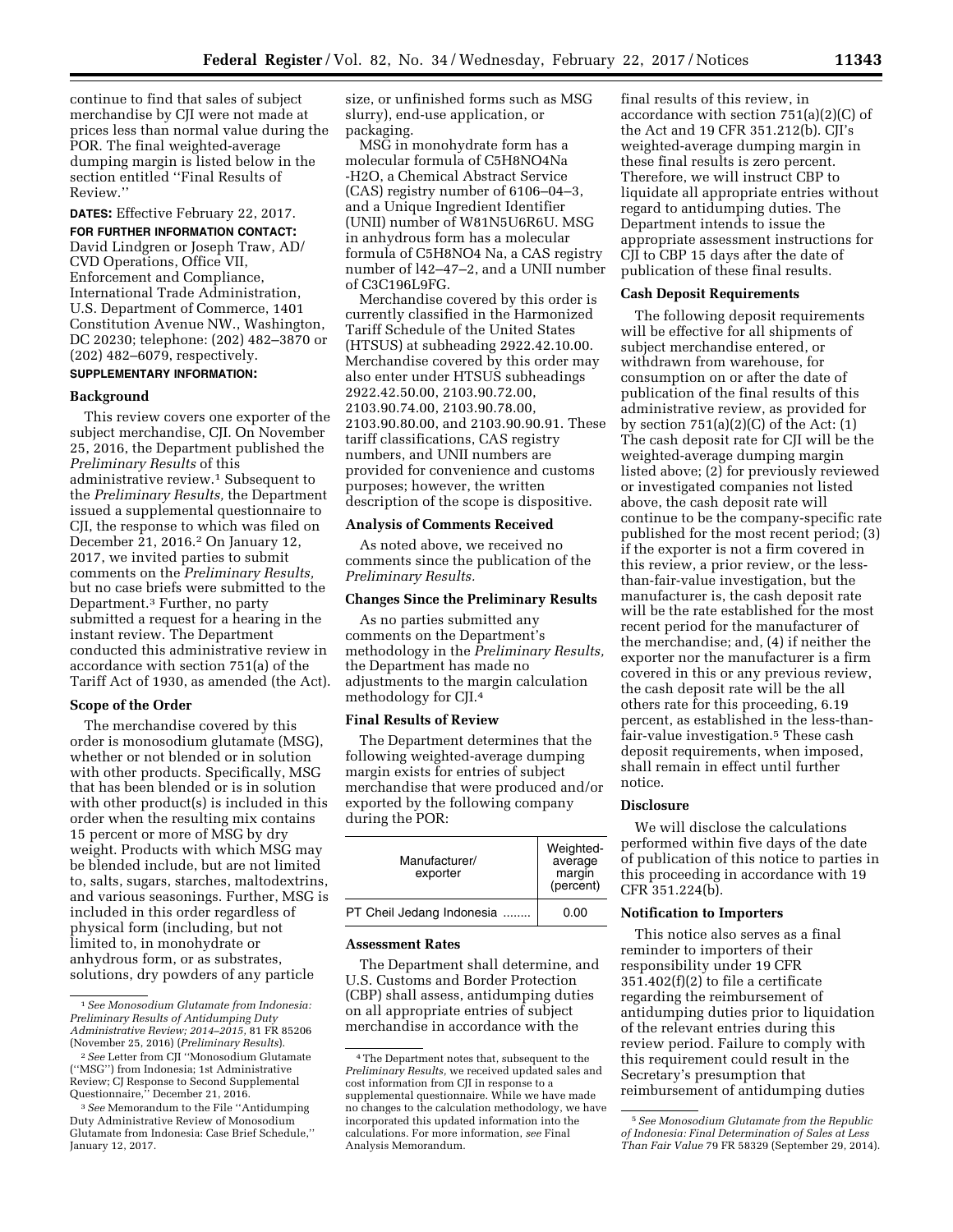continue to find that sales of subject merchandise by CJI were not made at prices less than normal value during the POR. The final weighted-average dumping margin is listed below in the section entitled ''Final Results of Review.''

**DATES:** Effective February 22, 2017.

**FOR FURTHER INFORMATION CONTACT:** David Lindgren or Joseph Traw, AD/CVD Operations, Office VII, Enforcement and Compliance, International Trade Administration, U.S. Department of Commerce, 1401 Constitution Avenue NW., Washington, DC 20230; telephone: (202) 482–3870 or (202) 482–6079, respectively.

**SUPPLEMENTARY INFORMATION:**

## Background

This review covers one exporter of the subject merchandise, CJI. On November 25, 2016, the Department published the *Preliminary Results* of this administrative review.[1] Subsequent to the *Preliminary Results,* the Department issued a supplemental questionnaire to CJI, the response to which was filed on December 21, 2016.[2] On January 12, 2017, we invited parties to submit comments on the *Preliminary Results,* but no case briefs were submitted to the Department.[3] Further, no party submitted a request for a hearing in the instant review. The Department conducted this administrative review in accordance with section 751(a) of the Tariff Act of 1930, as amended (the Act).

## Scope of the Order

The merchandise covered by this order is monosodium glutamate (MSG), whether or not blended or in solution with other products. Specifically, MSG that has been blended or is in solution with other product(s) is included in this order when the resulting mix contains 15 percent or more of MSG by dry weight. Products with which MSG may be blended include, but are not limited to, salts, sugars, starches, maltodextrins, and various seasonings. Further, MSG is included in this order regardless of physical form (including, but not limited to, in monohydrate or anhydrous form, or as substrates, solutions, dry powders of any particle size, or unfinished forms such as MSG slurry), end-use application, or packaging.

MSG in monohydrate form has a molecular formula of $C_5H_8NO_4Na$ -$H_2O$, a Chemical Abstract Service (CAS) registry number of 6106–04–3, and a Unique Ingredient Identifier (UNII) number of W81N5U6R6U. MSG in anhydrous form has a molecular formula of $C_5H_8NO_4$ Na, a CAS registry number of l42–47–2, and a UNII number of C3C196L9FG.

Merchandise covered by this order is currently classified in the Harmonized Tariff Schedule of the United States (HTSUS) at subheading 2922.42.10.00. Merchandise covered by this order may also enter under HTSUS subheadings 2922.42.50.00, 2103.90.72.00, 2103.90.74.00, 2103.90.78.00, 2103.90.80.00, and 2103.90.90.91. These tariff classifications, CAS registry numbers, and UNII numbers are provided for convenience and customs purposes; however, the written description of the scope is dispositive.

## Analysis of Comments Received

As noted above, we received no comments since the publication of the *Preliminary Results.*

## Changes Since the Preliminary Results

As no parties submitted any comments on the Department's methodology in the *Preliminary Results,* the Department has made no adjustments to the margin calculation methodology for CJI.[4]

## Final Results of Review

The Department determines that the following weighted-average dumping margin exists for entries of subject merchandise that were produced and/or exported by the following company during the POR:

| Manufacturer/ exporter | Weighted-average margin (percent) |
|---|---|
| PT Cheil Jedang Indonesia ........ | 0.00 |

## Assessment Rates

The Department shall determine, and U.S. Customs and Border Protection (CBP) shall assess, antidumping duties on all appropriate entries of subject merchandise in accordance with the final results of this review, in accordance with section 751(a)(2)(C) of the Act and 19 CFR 351.212(b). CJI's weighted-average dumping margin in these final results is zero percent. Therefore, we will instruct CBP to liquidate all appropriate entries without regard to antidumping duties. The Department intends to issue the appropriate assessment instructions for CJI to CBP 15 days after the date of publication of these final results.

## Cash Deposit Requirements

The following deposit requirements will be effective for all shipments of subject merchandise entered, or withdrawn from warehouse, for consumption on or after the date of publication of the final results of this administrative review, as provided for by section 751(a)(2)(C) of the Act: (1) The cash deposit rate for CJI will be the weighted-average dumping margin listed above; (2) for previously reviewed or investigated companies not listed above, the cash deposit rate will continue to be the company-specific rate published for the most recent period; (3) if the exporter is not a firm covered in this review, a prior review, or the less-than-fair-value investigation, but the manufacturer is, the cash deposit rate will be the rate established for the most recent period for the manufacturer of the merchandise; and, (4) if neither the exporter nor the manufacturer is a firm covered in this or any previous review, the cash deposit rate will be the all others rate for this proceeding, 6.19 percent, as established in the less-than-fair-value investigation.[5] These cash deposit requirements, when imposed, shall remain in effect until further notice.

## Disclosure

We will disclose the calculations performed within five days of the date of publication of this notice to parties in this proceeding in accordance with 19 CFR 351.224(b).

## Notification to Importers

This notice also serves as a final reminder to importers of their responsibility under 19 CFR 351.402(f)(2) to file a certificate regarding the reimbursement of antidumping duties prior to liquidation of the relevant entries during this review period. Failure to comply with this requirement could result in the Secretary's presumption that reimbursement of antidumping duties

---

[1] *See Monosodium Glutamate from Indonesia: Preliminary Results of Antidumping Duty Administrative Review; 2014–2015,* 81 FR 85206 (November 25, 2016) (*Preliminary Results*).

[2] *See* Letter from CJI ''Monosodium Glutamate (''MSG'') from Indonesia; 1st Administrative Review; CJ Response to Second Supplemental Questionnaire,'' December 21, 2016.

[3] *See* Memorandum to the File ''Antidumping Duty Administrative Review of Monosodium Glutamate from Indonesia: Case Brief Schedule,'' January 12, 2017.

[4] The Department notes that, subsequent to the *Preliminary Results,* we received updated sales and cost information from CJI in response to a supplemental questionnaire. While we have made no changes to the calculation methodology, we have incorporated this updated information into the calculations. For more information, *see* Final Analysis Memorandum.

[5] *See Monosodium Glutamate from the Republic of Indonesia: Final Determination of Sales at Less Than Fair Value* 79 FR 58329 (September 29, 2014).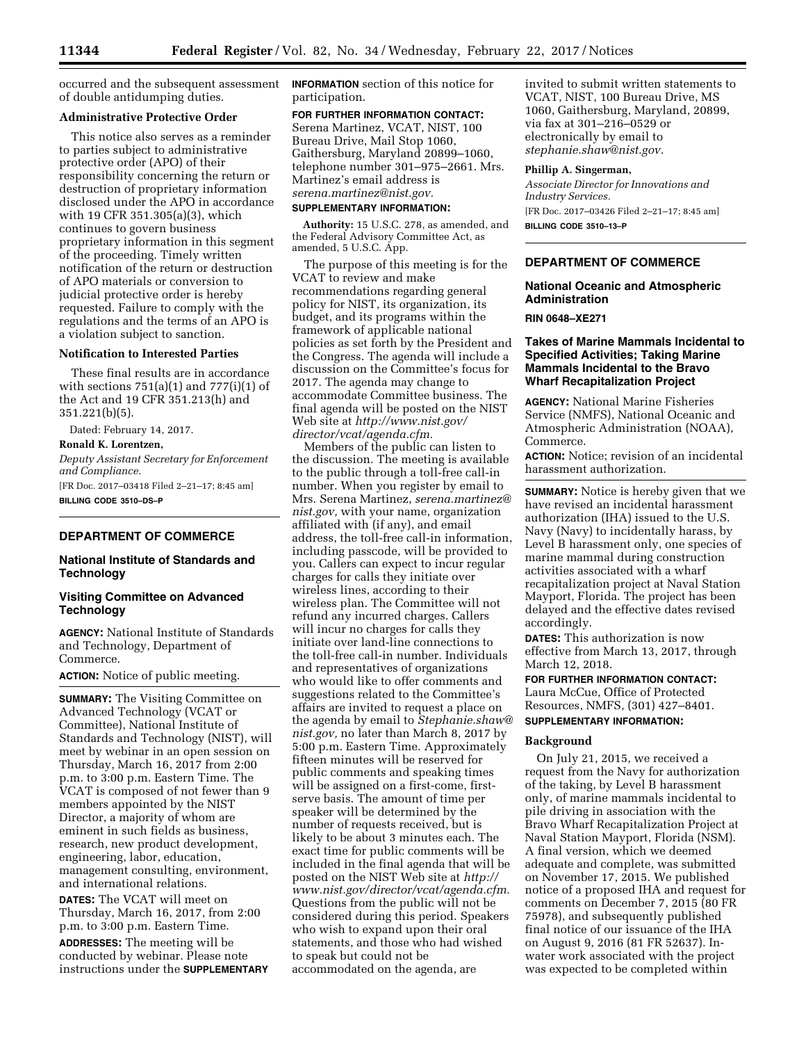occurred and the subsequent assessment of double antidumping duties.

### Administrative Protective Order

This notice also serves as a reminder to parties subject to administrative protective order (APO) of their responsibility concerning the return or destruction of proprietary information disclosed under the APO in accordance with 19 CFR 351.305(a)(3), which continues to govern business proprietary information in this segment of the proceeding. Timely written notification of the return or destruction of APO materials or conversion to judicial protective order is hereby requested. Failure to comply with the regulations and the terms of an APO is a violation subject to sanction.

### Notification to Interested Parties

These final results are in accordance with sections 751(a)(1) and 777(i)(1) of the Act and 19 CFR 351.213(h) and 351.221(b)(5).

Dated: February 14, 2017.

**Ronald K. Lorentzen,**

*Deputy Assistant Secretary for Enforcement and Compliance.*

[FR Doc. 2017–03418 Filed 2–21–17; 8:45 am]

**BILLING CODE 3510–DS–P**

---

## DEPARTMENT OF COMMERCE

### National Institute of Standards and Technology

### Visiting Committee on Advanced Technology

**AGENCY:** National Institute of Standards and Technology, Department of Commerce.

**ACTION:** Notice of public meeting.

**SUMMARY:** The Visiting Committee on Advanced Technology (VCAT or Committee), National Institute of Standards and Technology (NIST), will meet by webinar in an open session on Thursday, March 16, 2017 from 2:00 p.m. to 3:00 p.m. Eastern Time. The VCAT is composed of not fewer than 9 members appointed by the NIST Director, a majority of whom are eminent in such fields as business, research, new product development, engineering, labor, education, management consulting, environment, and international relations.

**DATES:** The VCAT will meet on Thursday, March 16, 2017, from 2:00 p.m. to 3:00 p.m. Eastern Time.

**ADDRESSES:** The meeting will be conducted by webinar. Please note instructions under the **SUPPLEMENTARY INFORMATION** section of this notice for participation.

**FOR FURTHER INFORMATION CONTACT:** Serena Martinez, VCAT, NIST, 100 Bureau Drive, Mail Stop 1060, Gaithersburg, Maryland 20899–1060, telephone number 301–975–2661. Mrs. Martinez's email address is *serena.martinez@nist.gov.*

**SUPPLEMENTARY INFORMATION:**

**Authority:** 15 U.S.C. 278, as amended, and the Federal Advisory Committee Act, as amended, 5 U.S.C. App.

The purpose of this meeting is for the VCAT to review and make recommendations regarding general policy for NIST, its organization, its budget, and its programs within the framework of applicable national policies as set forth by the President and the Congress. The agenda will include a discussion on the Committee's focus for 2017. The agenda may change to accommodate Committee business. The final agenda will be posted on the NIST Web site at *http://www.nist.gov/director/vcat/agenda.cfm.*

Members of the public can listen to the discussion. The meeting is available to the public through a toll-free call-in number. When you register by email to Mrs. Serena Martinez, *serena.martinez@nist.gov,* with your name, organization affiliated with (if any), and email address, the toll-free call-in information, including passcode, will be provided to you. Callers can expect to incur regular charges for calls they initiate over wireless lines, according to their wireless plan. The Committee will not refund any incurred charges. Callers will incur no charges for calls they initiate over land-line connections to the toll-free call-in number. Individuals and representatives of organizations who would like to offer comments and suggestions related to the Committee's affairs are invited to request a place on the agenda by email to *Stephanie.shaw@nist.gov,* no later than March 8, 2017 by 5:00 p.m. Eastern Time. Approximately fifteen minutes will be reserved for public comments and speaking times will be assigned on a first-come, first-serve basis. The amount of time per speaker will be determined by the number of requests received, but is likely to be about 3 minutes each. The exact time for public comments will be included in the final agenda that will be posted on the NIST Web site at *http://www.nist.gov/director/vcat/agenda.cfm.* Questions from the public will not be considered during this period. Speakers who wish to expand upon their oral statements, and those who had wished to speak but could not be accommodated on the agenda, are invited to submit written statements to VCAT, NIST, 100 Bureau Drive, MS 1060, Gaithersburg, Maryland, 20899, via fax at 301–216–0529 or electronically by email to *stephanie.shaw@nist.gov.*

**Phillip A. Singerman,**

*Associate Director for Innovations and Industry Services.*

[FR Doc. 2017–03426 Filed 2–21–17; 8:45 am]

**BILLING CODE 3510–13–P**

---

## DEPARTMENT OF COMMERCE

### National Oceanic and Atmospheric Administration

**RIN 0648–XE271**

### Takes of Marine Mammals Incidental to Specified Activities; Taking Marine Mammals Incidental to the Bravo Wharf Recapitalization Project

**AGENCY:** National Marine Fisheries Service (NMFS), National Oceanic and Atmospheric Administration (NOAA), Commerce.

**ACTION:** Notice; revision of an incidental harassment authorization.

**SUMMARY:** Notice is hereby given that we have revised an incidental harassment authorization (IHA) issued to the U.S. Navy (Navy) to incidentally harass, by Level B harassment only, one species of marine mammal during construction activities associated with a wharf recapitalization project at Naval Station Mayport, Florida. The project has been delayed and the effective dates revised accordingly.

**DATES:** This authorization is now effective from March 13, 2017, through March 12, 2018.

**FOR FURTHER INFORMATION CONTACT:** Laura McCue, Office of Protected Resources, NMFS, (301) 427–8401.

**SUPPLEMENTARY INFORMATION:**

### Background

On July 21, 2015, we received a request from the Navy for authorization of the taking, by Level B harassment only, of marine mammals incidental to pile driving in association with the Bravo Wharf Recapitalization Project at Naval Station Mayport, Florida (NSM). A final version, which we deemed adequate and complete, was submitted on November 17, 2015. We published notice of a proposed IHA and request for comments on December 7, 2015 (80 FR 75978), and subsequently published final notice of our issuance of the IHA on August 9, 2016 (81 FR 52637). In-water work associated with the project was expected to be completed within